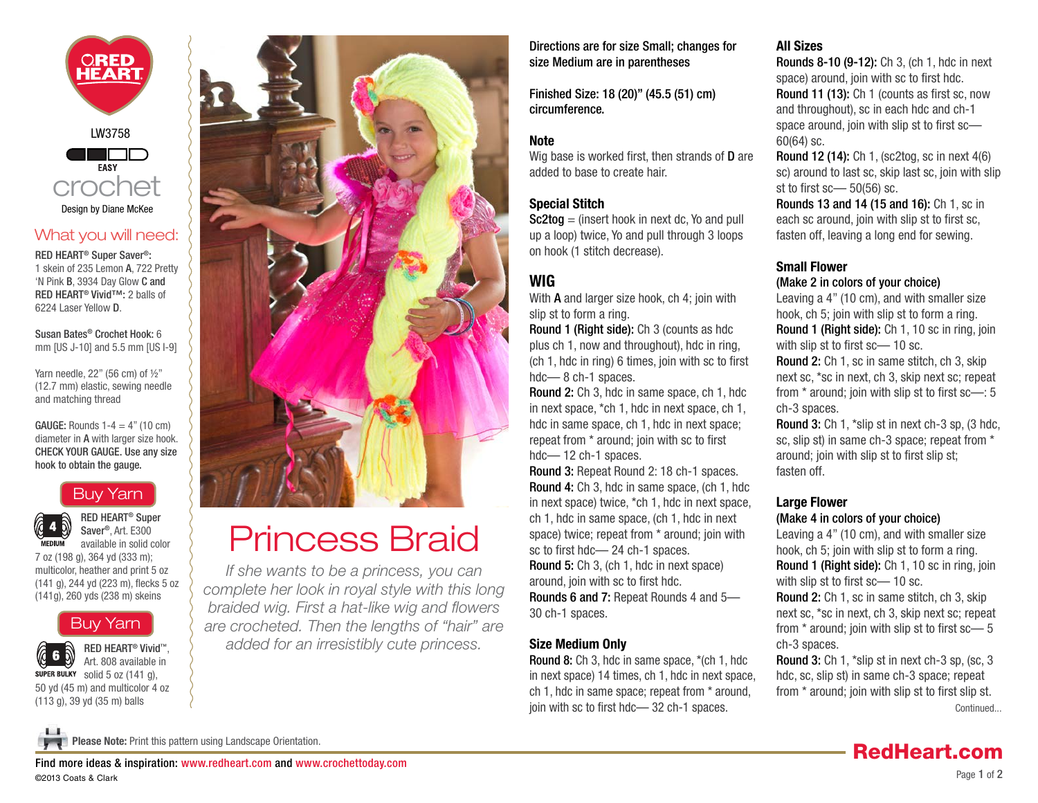RED HEART

LW3758

EASY

crochet

Design by Diane McKee

## What you will need:

RED HEART® Super Saver®: 1 skein of 235 Lemon **A**, 722 Pretty 'N Pink **B**, 3934 Day Glow **C** and RED HEART® Vivid™: 2 balls of 6224 Laser Yellow **D**.

Susan Bates® Crochet Hook: 6 mm [US J-10] and 5.5 mm [US I-9]

Yarn needle, 22" (56 cm) of ½" (12.7 mm) elastic, sewing needle and matching thread

**GAUGE:** Rounds 1-4 = 4" (10 cm) diameter in **A** with larger size hook. **CHECK YOUR GAUGE. Use any size hook to obtain the gauge.**

Buy Yarn

4 MEDIUM

**RED HEART® Super Saver®**, Art. E300 available in solid color 7 oz (198 g), 364 yd (333 m); multicolor, heather and print 5 oz (141 g), 244 yd (223 m), flecks 5 oz (141g), 260 yds (238 m) skeins

Buy Yarn

6 SUPER BULKY

**RED HEART® Vivid™**, Art. 808 available in solid 5 oz (141 g), 50 yd (45 m) and multicolor 4 oz (113 g), 39 yd (35 m) balls

# Princess Braid

*If she wants to be a princess, you can complete her look in royal style with this long braided wig. First a hat-like wig and flowers are crocheted. Then the lengths of "hair" are added for an irresistibly cute princess.*

**Directions are for size Small; changes for size Medium are in parentheses**

**Finished Size: 18 (20)" (45.5 (51) cm) circumference.**

### Note

Wig base is worked first, then strands of **D** are added to base to create hair.

### Special Stitch

**Sc2tog** = (insert hook in next dc, Yo and pull up a loop) twice, Yo and pull through 3 loops on hook (1 stitch decrease).

## WIG

With **A** and larger size hook, ch 4; join with slip st to form a ring.

**Round 1 (Right side):** Ch 3 (counts as hdc plus ch 1, now and throughout), hdc in ring, (ch 1, hdc in ring) 6 times, join with sc to first hdc— 8 ch-1 spaces.

**Round 2:** Ch 3, hdc in same space, ch 1, hdc in next space, *ch 1, hdc in next space, ch 1, hdc in same space, ch 1, hdc in next space; repeat from * around; join with sc to first hdc— 12 ch-1 spaces.

**Round 3:** Repeat Round 2: 18 ch-1 spaces.

**Round 4:** Ch 3, hdc in same space, (ch 1, hdc in next space) twice, *ch 1, hdc in next space, ch 1, hdc in same space, (ch 1, hdc in next space) twice; repeat from * around; join with sc to first hdc— 24 ch-1 spaces.

**Round 5:** Ch 3, (ch 1, hdc in next space) around, join with sc to first hdc.

**Rounds 6 and 7:** Repeat Rounds 4 and 5— 30 ch-1 spaces.

### Size Medium Only

**Round 8:** Ch 3, hdc in same space, *(ch 1, hdc in next space) 14 times, ch 1, hdc in next space, ch 1, hdc in same space; repeat from * around, join with sc to first hdc— 32 ch-1 spaces.

### All Sizes

**Rounds 8-10 (9-12):** Ch 3, (ch 1, hdc in next space) around, join with sc to first hdc.

**Round 11 (13):** Ch 1 (counts as first sc, now and throughout), sc in each hdc and ch-1 space around, join with slip st to first sc— 60(64) sc.

**Round 12 (14):** Ch 1, (sc2tog, sc in next 4(6) sc) around to last sc, skip last sc, join with slip st to first sc— 50(56) sc.

**Rounds 13 and 14 (15 and 16):** Ch 1, sc in each sc around, join with slip st to first sc, fasten off, leaving a long end for sewing.

### Small Flower

**(Make 2 in colors of your choice)**

Leaving a 4" (10 cm), and with smaller size hook, ch 5; join with slip st to form a ring.

**Round 1 (Right side):** Ch 1, 10 sc in ring, join with slip st to first sc— 10 sc.

**Round 2:** Ch 1, sc in same stitch, ch 3, skip next sc, *sc in next, ch 3, skip next sc; repeat from * around; join with slip st to first sc—: 5 ch-3 spaces.

**Round 3:** Ch 1, *slip st in next ch-3 sp, (3 hdc, sc, slip st) in same ch-3 space; repeat from * around; join with slip st to first slip st; fasten off.

### Large Flower

**(Make 4 in colors of your choice)**

Leaving a 4" (10 cm), and with smaller size hook, ch 5; join with slip st to form a ring.

**Round 1 (Right side):** Ch 1, 10 sc in ring, join with slip st to first sc— 10 sc.

**Round 2:** Ch 1, sc in same stitch, ch 3, skip next sc, *sc in next, ch 3, skip next sc; repeat from * around; join with slip st to first sc— 5 ch-3 spaces.

**Round 3:** Ch 1, *slip st in next ch-3 sp, (sc, 3 hdc, sc, slip st) in same ch-3 space; repeat from * around; join with slip st to first slip st.

Continued...

**Please Note:** Print this pattern using Landscape Orientation.

Find more ideas & inspiration: www.redheart.com and www.crochettoday.com

©2013 Coats & Clark

RedHeart.com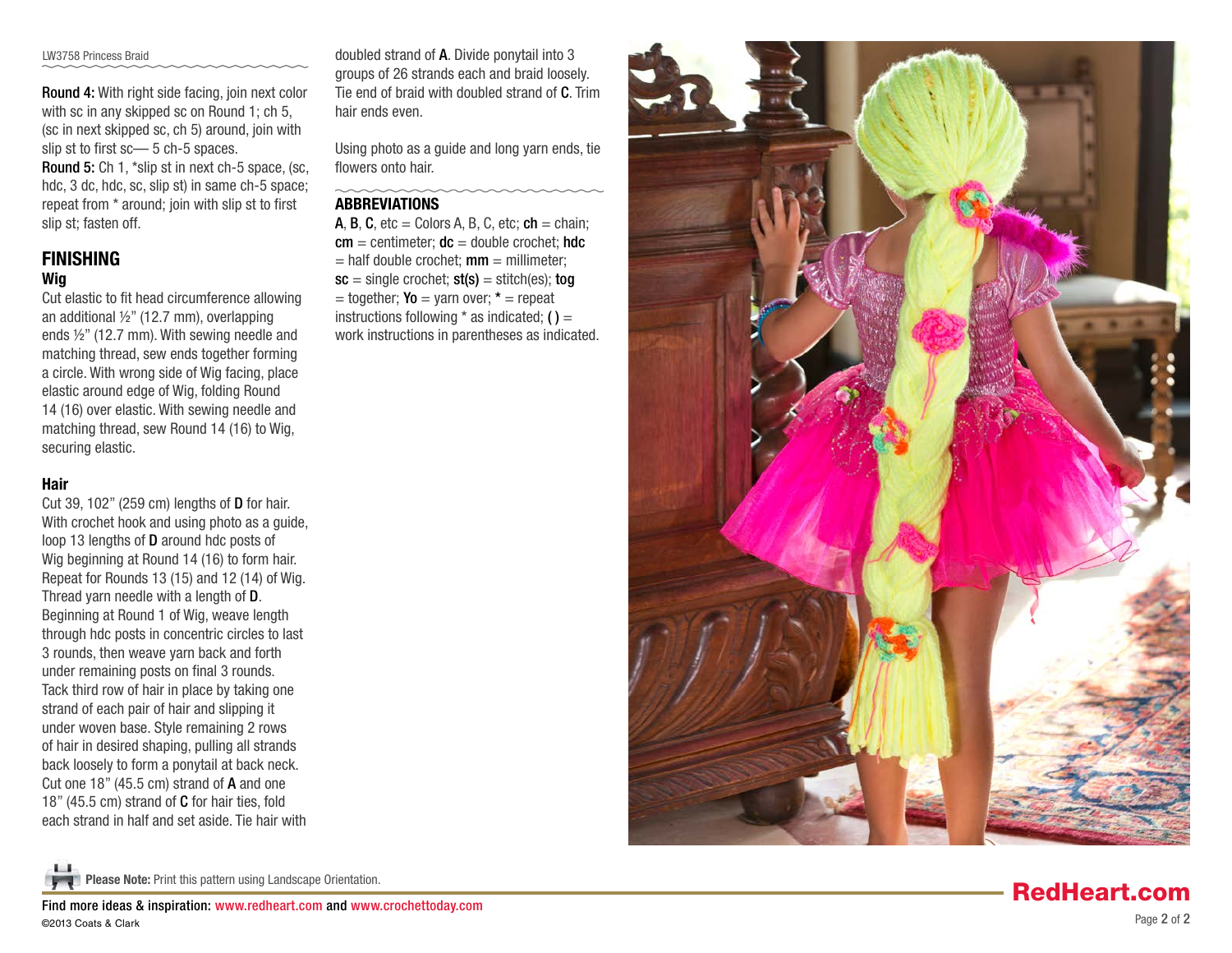**Round 4:** With right side facing, join next color with sc in any skipped sc on Round 1; ch 5, (sc in next skipped sc, ch 5) around, join with slip st to first sc— 5 ch-5 spaces.

**Round 5:** Ch 1, *slip st in next ch-5 space, (sc, hdc, 3 dc, hdc, sc, slip st) in same ch-5 space; repeat from * around; join with slip st to first slip st; fasten off.

## FINISHING

### Wig

Cut elastic to fit head circumference allowing an additional ½" (12.7 mm), overlapping ends ½" (12.7 mm). With sewing needle and matching thread, sew ends together forming a circle. With wrong side of Wig facing, place elastic around edge of Wig, folding Round 14 (16) over elastic. With sewing needle and matching thread, sew Round 14 (16) to Wig, securing elastic.

### Hair

Cut 39, 102" (259 cm) lengths of **D** for hair. With crochet hook and using photo as a guide, loop 13 lengths of **D** around hdc posts of Wig beginning at Round 14 (16) to form hair. Repeat for Rounds 13 (15) and 12 (14) of Wig. Thread yarn needle with a length of **D**. Beginning at Round 1 of Wig, weave length through hdc posts in concentric circles to last 3 rounds, then weave yarn back and forth under remaining posts on final 3 rounds. Tack third row of hair in place by taking one strand of each pair of hair and slipping it under woven base. Style remaining 2 rows of hair in desired shaping, pulling all strands back loosely to form a ponytail at back neck. Cut one 18" (45.5 cm) strand of **A** and one 18" (45.5 cm) strand of **C** for hair ties, fold each strand in half and set aside. Tie hair with doubled strand of **A**. Divide ponytail into 3 groups of 26 strands each and braid loosely. Tie end of braid with doubled strand of **C**. Trim hair ends even.

Using photo as a guide and long yarn ends, tie flowers onto hair.

## ABBREVIATIONS

**A**, **B**, **C**, etc = Colors A, B, C, etc; **ch** = chain; **cm** = centimeter; **dc** = double crochet; **hdc** = half double crochet; **mm** = millimeter; **sc** = single crochet; **st(s)** = stitch(es); **tog** = together; **Yo** = yarn over; * = repeat instructions following * as indicated; **( )** = work instructions in parentheses as indicated.

**Please Note:** Print this pattern using Landscape Orientation.

Find more ideas & inspiration: www.redheart.com and www.crochettoday.com

©2013 Coats & Clark